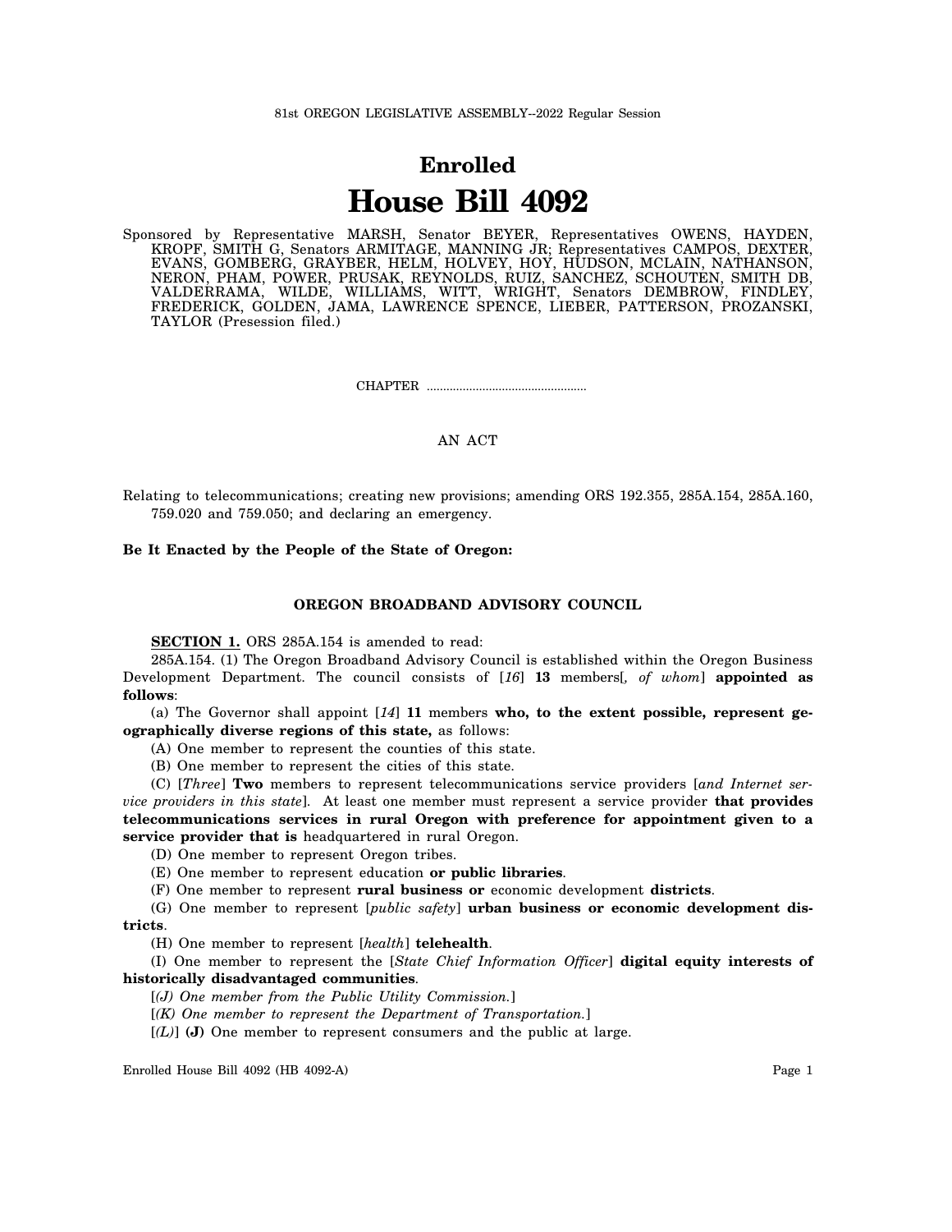81st OREGON LEGISLATIVE ASSEMBLY--2022 Regular Session

# Enrolled

# House Bill 4092

Sponsored by Representative MARSH, Senator BEYER, Representatives OWENS, HAYDEN, KROPF, SMITH G, Senators ARMITAGE, MANNING JR; Representatives CAMPOS, DEXTER, EVANS, GOMBERG, GRAYBER, HELM, HOLVEY, HOY, HUDSON, MCLAIN, NATHANSON, NERON, PHAM, POWER, PRUSAK, REYNOLDS, RUIZ, SANCHEZ, SCHOUTEN, SMITH DB, VALDERRAMA, WILDE, WILLIAMS, WITT, WRIGHT, Senators DEMBROW, FINDLEY, FREDERICK, GOLDEN, JAMA, LAWRENCE SPENCE, LIEBER, PATTERSON, PROZANSKI, TAYLOR (Presession filed.)

CHAPTER .................................................

AN ACT

Relating to telecommunications; creating new provisions; amending ORS 192.355, 285A.154, 285A.160, 759.020 and 759.050; and declaring an emergency.

**Be It Enacted by the People of the State of Oregon:**

### OREGON BROADBAND ADVISORY COUNCIL

**SECTION 1.** ORS 285A.154 is amended to read:

285A.154. (1) The Oregon Broadband Advisory Council is established within the Oregon Business Development Department. The council consists of [*16*] **13** members[*, of whom*] **appointed as follows**:

(a) The Governor shall appoint [*14*] **11** members **who, to the extent possible, represent geographically diverse regions of this state,** as follows:

(A) One member to represent the counties of this state.

(B) One member to represent the cities of this state.

(C) [*Three*] **Two** members to represent telecommunications service providers [*and Internet service providers in this state*]. At least one member must represent a service provider **that provides telecommunications services in rural Oregon with preference for appointment given to a service provider that is** headquartered in rural Oregon.

(D) One member to represent Oregon tribes.

(E) One member to represent education **or public libraries**.

(F) One member to represent **rural business or** economic development **districts**.

(G) One member to represent [*public safety*] **urban business or economic development districts**.

(H) One member to represent [*health*] **telehealth**.

(I) One member to represent the [*State Chief Information Officer*] **digital equity interests of historically disadvantaged communities**.

[*(J) One member from the Public Utility Commission.*]

[*(K) One member to represent the Department of Transportation.*]

[*(L)*] **(J)** One member to represent consumers and the public at large.

Enrolled House Bill 4092 (HB 4092-A)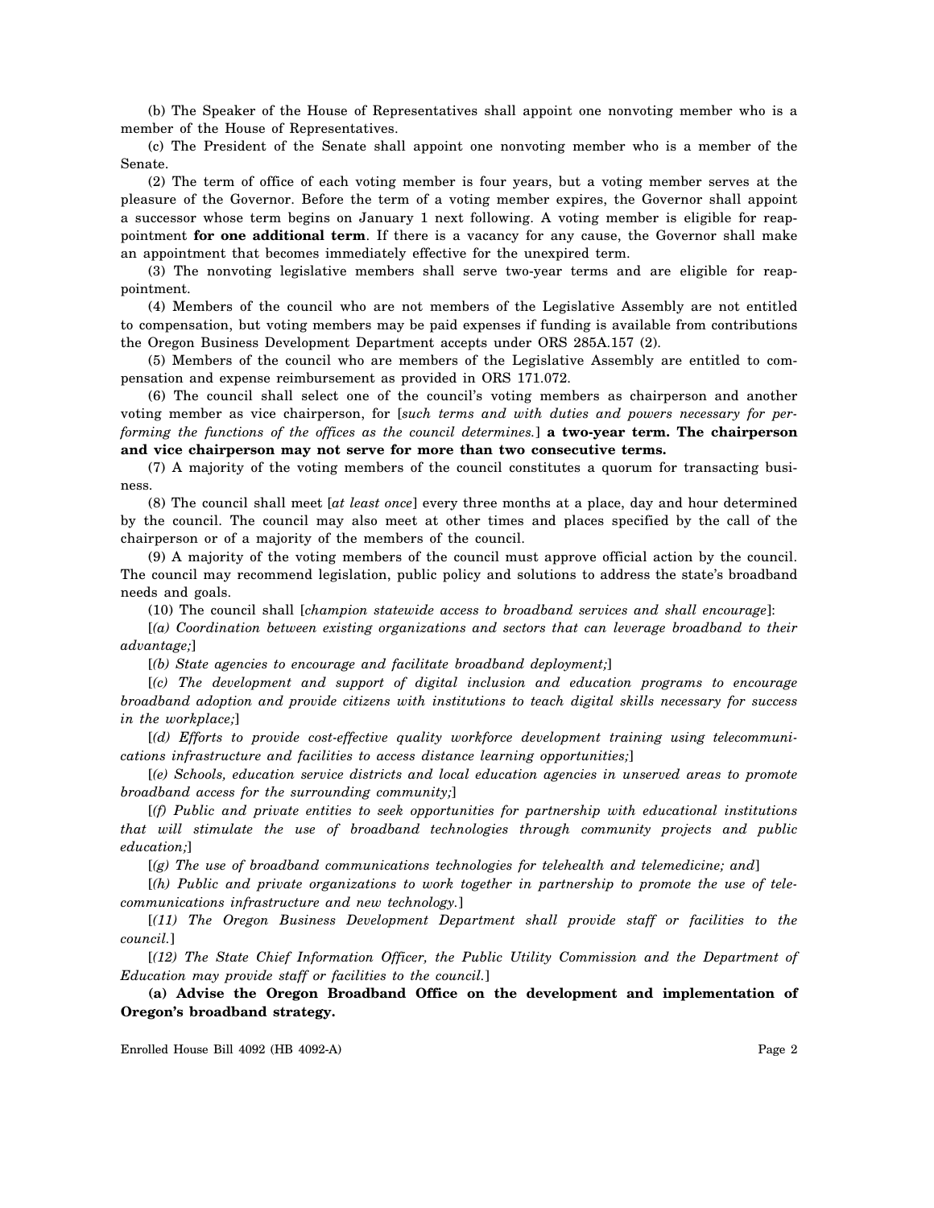(b) The Speaker of the House of Representatives shall appoint one nonvoting member who is a member of the House of Representatives.

(c) The President of the Senate shall appoint one nonvoting member who is a member of the Senate.

(2) The term of office of each voting member is four years, but a voting member serves at the pleasure of the Governor. Before the term of a voting member expires, the Governor shall appoint a successor whose term begins on January 1 next following. A voting member is eligible for reappointment **for one additional term**. If there is a vacancy for any cause, the Governor shall make an appointment that becomes immediately effective for the unexpired term.

(3) The nonvoting legislative members shall serve two-year terms and are eligible for reappointment.

(4) Members of the council who are not members of the Legislative Assembly are not entitled to compensation, but voting members may be paid expenses if funding is available from contributions the Oregon Business Development Department accepts under ORS 285A.157 (2).

(5) Members of the council who are members of the Legislative Assembly are entitled to compensation and expense reimbursement as provided in ORS 171.072.

(6) The council shall select one of the council's voting members as chairperson and another voting member as vice chairperson, for [*such terms and with duties and powers necessary for performing the functions of the offices as the council determines.*] **a two-year term. The chairperson and vice chairperson may not serve for more than two consecutive terms.**

(7) A majority of the voting members of the council constitutes a quorum for transacting business.

(8) The council shall meet [*at least once*] every three months at a place, day and hour determined by the council. The council may also meet at other times and places specified by the call of the chairperson or of a majority of the members of the council.

(9) A majority of the voting members of the council must approve official action by the council. The council may recommend legislation, public policy and solutions to address the state's broadband needs and goals.

(10) The council shall [*champion statewide access to broadband services and shall encourage*]:

[*(a) Coordination between existing organizations and sectors that can leverage broadband to their advantage;*]

[*(b) State agencies to encourage and facilitate broadband deployment;*]

[*(c) The development and support of digital inclusion and education programs to encourage broadband adoption and provide citizens with institutions to teach digital skills necessary for success in the workplace;*]

[*(d) Efforts to provide cost-effective quality workforce development training using telecommunications infrastructure and facilities to access distance learning opportunities;*]

[*(e) Schools, education service districts and local education agencies in unserved areas to promote broadband access for the surrounding community;*]

[*(f) Public and private entities to seek opportunities for partnership with educational institutions that will stimulate the use of broadband technologies through community projects and public education;*]

[*(g) The use of broadband communications technologies for telehealth and telemedicine; and*]

[*(h) Public and private organizations to work together in partnership to promote the use of telecommunications infrastructure and new technology.*]

[*(11) The Oregon Business Development Department shall provide staff or facilities to the council.*]

[*(12) The State Chief Information Officer, the Public Utility Commission and the Department of Education may provide staff or facilities to the council.*]

**(a) Advise the Oregon Broadband Office on the development and implementation of Oregon's broadband strategy.**

Enrolled House Bill 4092 (HB 4092-A)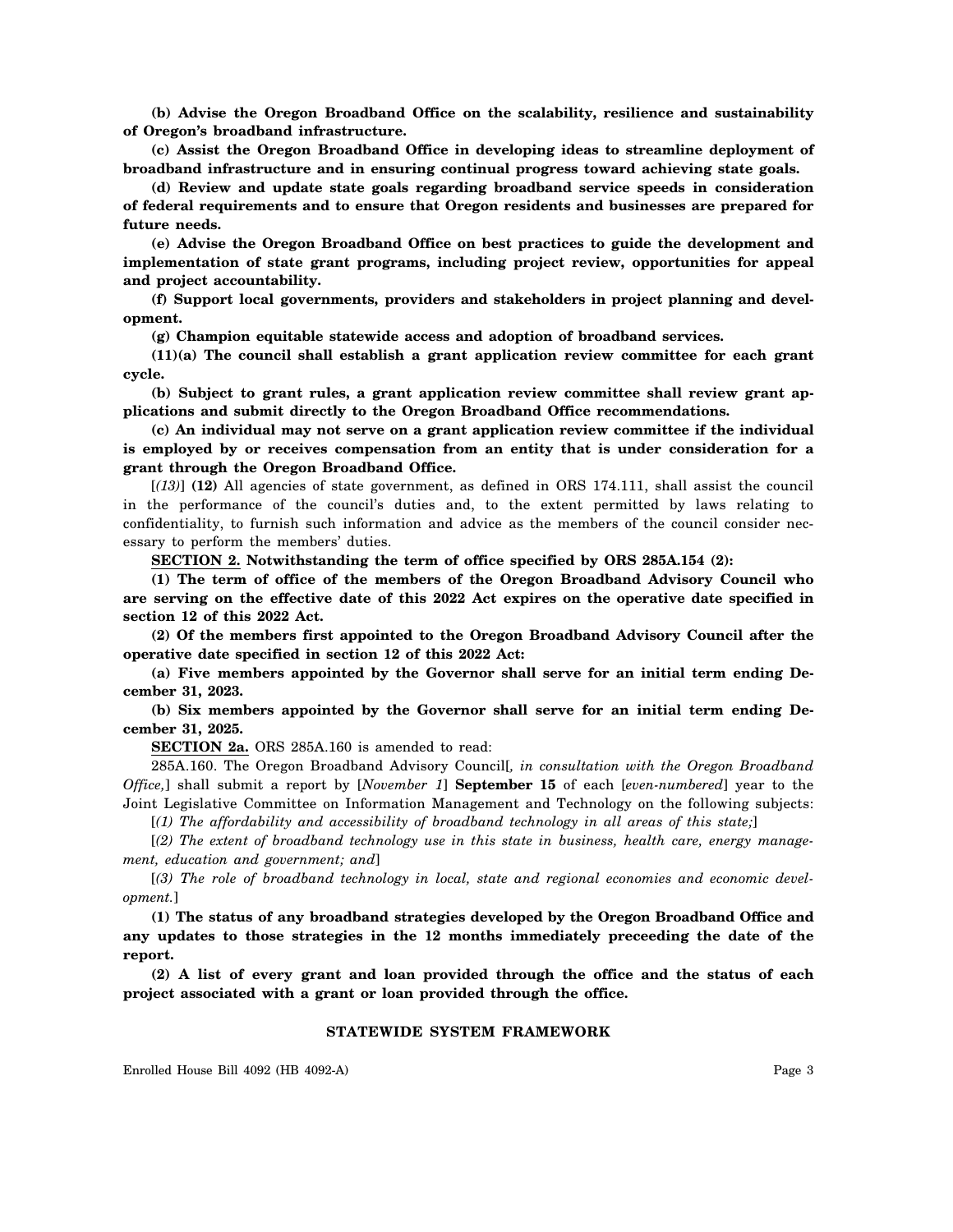**(b) Advise the Oregon Broadband Office on the scalability, resilience and sustainability of Oregon's broadband infrastructure.**

**(c) Assist the Oregon Broadband Office in developing ideas to streamline deployment of broadband infrastructure and in ensuring continual progress toward achieving state goals.**

**(d) Review and update state goals regarding broadband service speeds in consideration of federal requirements and to ensure that Oregon residents and businesses are prepared for future needs.**

**(e) Advise the Oregon Broadband Office on best practices to guide the development and implementation of state grant programs, including project review, opportunities for appeal and project accountability.**

**(f) Support local governments, providers and stakeholders in project planning and development.**

**(g) Champion equitable statewide access and adoption of broadband services.**

**(11)(a) The council shall establish a grant application review committee for each grant cycle.**

**(b) Subject to grant rules, a grant application review committee shall review grant applications and submit directly to the Oregon Broadband Office recommendations.**

**(c) An individual may not serve on a grant application review committee if the individual is employed by or receives compensation from an entity that is under consideration for a grant through the Oregon Broadband Office.**

[*(13)*] **(12)** All agencies of state government, as defined in ORS 174.111, shall assist the council in the performance of the council's duties and, to the extent permitted by laws relating to confidentiality, to furnish such information and advice as the members of the council consider necessary to perform the members' duties.

**SECTION 2. Notwithstanding the term of office specified by ORS 285A.154 (2):**

**(1) The term of office of the members of the Oregon Broadband Advisory Council who are serving on the effective date of this 2022 Act expires on the operative date specified in section 12 of this 2022 Act.**

**(2) Of the members first appointed to the Oregon Broadband Advisory Council after the operative date specified in section 12 of this 2022 Act:**

**(a) Five members appointed by the Governor shall serve for an initial term ending December 31, 2023.**

**(b) Six members appointed by the Governor shall serve for an initial term ending December 31, 2025.**

**SECTION 2a.** ORS 285A.160 is amended to read:

285A.160. The Oregon Broadband Advisory Council[*, in consultation with the Oregon Broadband Office,*] shall submit a report by [*November 1*] **September 15** of each [*even-numbered*] year to the Joint Legislative Committee on Information Management and Technology on the following subjects:

[*(1) The affordability and accessibility of broadband technology in all areas of this state;*]

[*(2) The extent of broadband technology use in this state in business, health care, energy management, education and government; and*]

[*(3) The role of broadband technology in local, state and regional economies and economic development.*]

**(1) The status of any broadband strategies developed by the Oregon Broadband Office and any updates to those strategies in the 12 months immediately preceeding the date of the report.**

**(2) A list of every grant and loan provided through the office and the status of each project associated with a grant or loan provided through the office.**

**STATEWIDE SYSTEM FRAMEWORK**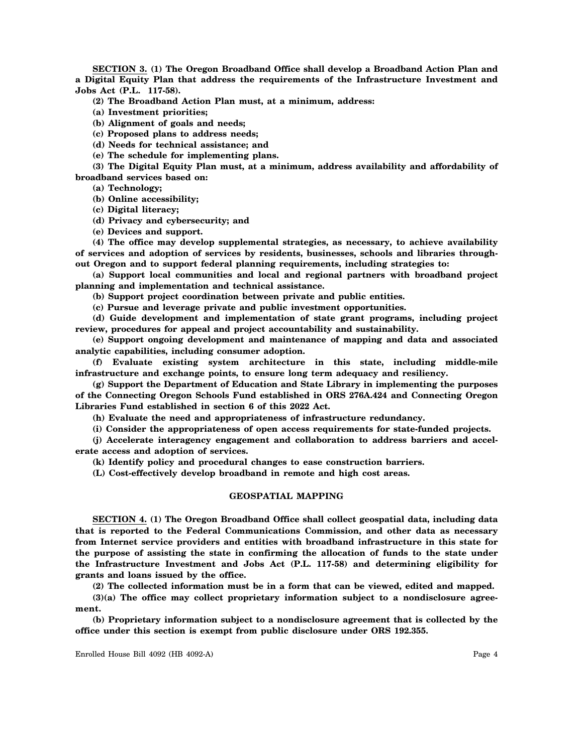**SECTION 3. (1) The Oregon Broadband Office shall develop a Broadband Action Plan and a Digital Equity Plan that address the requirements of the Infrastructure Investment and Jobs Act (P.L. 117-58).**

**(2) The Broadband Action Plan must, at a minimum, address:**

**(a) Investment priorities;**

**(b) Alignment of goals and needs;**

**(c) Proposed plans to address needs;**

**(d) Needs for technical assistance; and**

**(e) The schedule for implementing plans.**

**(3) The Digital Equity Plan must, at a minimum, address availability and affordability of broadband services based on:**

**(a) Technology;**

**(b) Online accessibility;**

**(c) Digital literacy;**

**(d) Privacy and cybersecurity; and**

**(e) Devices and support.**

**(4) The office may develop supplemental strategies, as necessary, to achieve availability of services and adoption of services by residents, businesses, schools and libraries throughout Oregon and to support federal planning requirements, including strategies to:**

**(a) Support local communities and local and regional partners with broadband project planning and implementation and technical assistance.**

**(b) Support project coordination between private and public entities.**

**(c) Pursue and leverage private and public investment opportunities.**

**(d) Guide development and implementation of state grant programs, including project review, procedures for appeal and project accountability and sustainability.**

**(e) Support ongoing development and maintenance of mapping and data and associated analytic capabilities, including consumer adoption.**

**(f) Evaluate existing system architecture in this state, including middle-mile infrastructure and exchange points, to ensure long term adequacy and resiliency.**

**(g) Support the Department of Education and State Library in implementing the purposes of the Connecting Oregon Schools Fund established in ORS 276A.424 and Connecting Oregon Libraries Fund established in section 6 of this 2022 Act.**

**(h) Evaluate the need and appropriateness of infrastructure redundancy.**

**(i) Consider the appropriateness of open access requirements for state-funded projects.**

**(j) Accelerate interagency engagement and collaboration to address barriers and accelerate access and adoption of services.**

**(k) Identify policy and procedural changes to ease construction barriers.**

**(L) Cost-effectively develop broadband in remote and high cost areas.**

**GEOSPATIAL MAPPING**

**SECTION 4. (1) The Oregon Broadband Office shall collect geospatial data, including data that is reported to the Federal Communications Commission, and other data as necessary from Internet service providers and entities with broadband infrastructure in this state for the purpose of assisting the state in confirming the allocation of funds to the state under the Infrastructure Investment and Jobs Act (P.L. 117-58) and determining eligibility for grants and loans issued by the office.**

**(2) The collected information must be in a form that can be viewed, edited and mapped.**

**(3)(a) The office may collect proprietary information subject to a nondisclosure agreement.**

**(b) Proprietary information subject to a nondisclosure agreement that is collected by the office under this section is exempt from public disclosure under ORS 192.355.**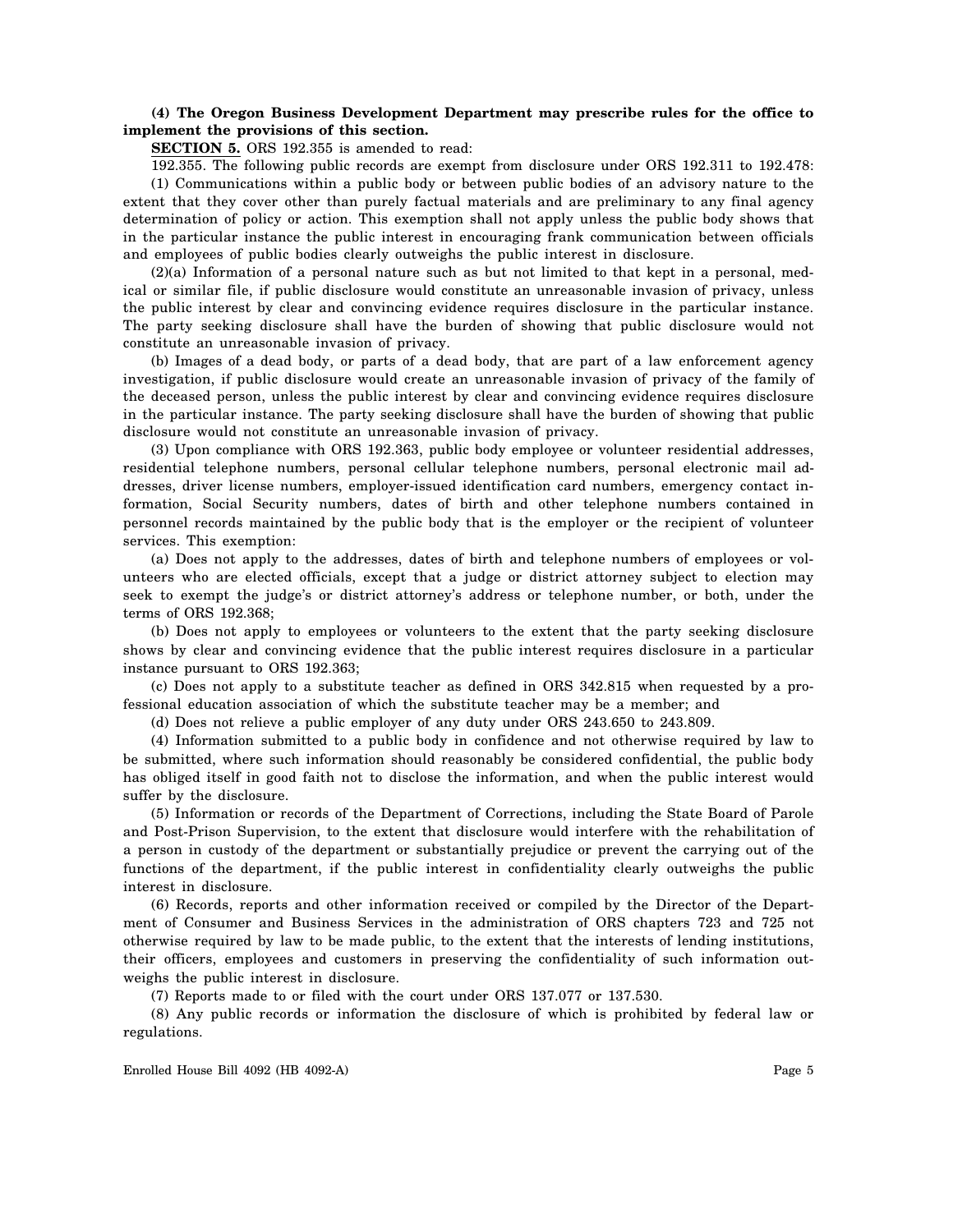**(4) The Oregon Business Development Department may prescribe rules for the office to implement the provisions of this section.**

**SECTION 5.** ORS 192.355 is amended to read:

192.355. The following public records are exempt from disclosure under ORS 192.311 to 192.478:

(1) Communications within a public body or between public bodies of an advisory nature to the extent that they cover other than purely factual materials and are preliminary to any final agency determination of policy or action. This exemption shall not apply unless the public body shows that in the particular instance the public interest in encouraging frank communication between officials and employees of public bodies clearly outweighs the public interest in disclosure.

(2)(a) Information of a personal nature such as but not limited to that kept in a personal, medical or similar file, if public disclosure would constitute an unreasonable invasion of privacy, unless the public interest by clear and convincing evidence requires disclosure in the particular instance. The party seeking disclosure shall have the burden of showing that public disclosure would not constitute an unreasonable invasion of privacy.

(b) Images of a dead body, or parts of a dead body, that are part of a law enforcement agency investigation, if public disclosure would create an unreasonable invasion of privacy of the family of the deceased person, unless the public interest by clear and convincing evidence requires disclosure in the particular instance. The party seeking disclosure shall have the burden of showing that public disclosure would not constitute an unreasonable invasion of privacy.

(3) Upon compliance with ORS 192.363, public body employee or volunteer residential addresses, residential telephone numbers, personal cellular telephone numbers, personal electronic mail addresses, driver license numbers, employer-issued identification card numbers, emergency contact information, Social Security numbers, dates of birth and other telephone numbers contained in personnel records maintained by the public body that is the employer or the recipient of volunteer services. This exemption:

(a) Does not apply to the addresses, dates of birth and telephone numbers of employees or volunteers who are elected officials, except that a judge or district attorney subject to election may seek to exempt the judge's or district attorney's address or telephone number, or both, under the terms of ORS 192.368;

(b) Does not apply to employees or volunteers to the extent that the party seeking disclosure shows by clear and convincing evidence that the public interest requires disclosure in a particular instance pursuant to ORS 192.363;

(c) Does not apply to a substitute teacher as defined in ORS 342.815 when requested by a professional education association of which the substitute teacher may be a member; and

(d) Does not relieve a public employer of any duty under ORS 243.650 to 243.809.

(4) Information submitted to a public body in confidence and not otherwise required by law to be submitted, where such information should reasonably be considered confidential, the public body has obliged itself in good faith not to disclose the information, and when the public interest would suffer by the disclosure.

(5) Information or records of the Department of Corrections, including the State Board of Parole and Post-Prison Supervision, to the extent that disclosure would interfere with the rehabilitation of a person in custody of the department or substantially prejudice or prevent the carrying out of the functions of the department, if the public interest in confidentiality clearly outweighs the public interest in disclosure.

(6) Records, reports and other information received or compiled by the Director of the Department of Consumer and Business Services in the administration of ORS chapters 723 and 725 not otherwise required by law to be made public, to the extent that the interests of lending institutions, their officers, employees and customers in preserving the confidentiality of such information outweighs the public interest in disclosure.

(7) Reports made to or filed with the court under ORS 137.077 or 137.530.

(8) Any public records or information the disclosure of which is prohibited by federal law or regulations.

Enrolled House Bill 4092 (HB 4092-A)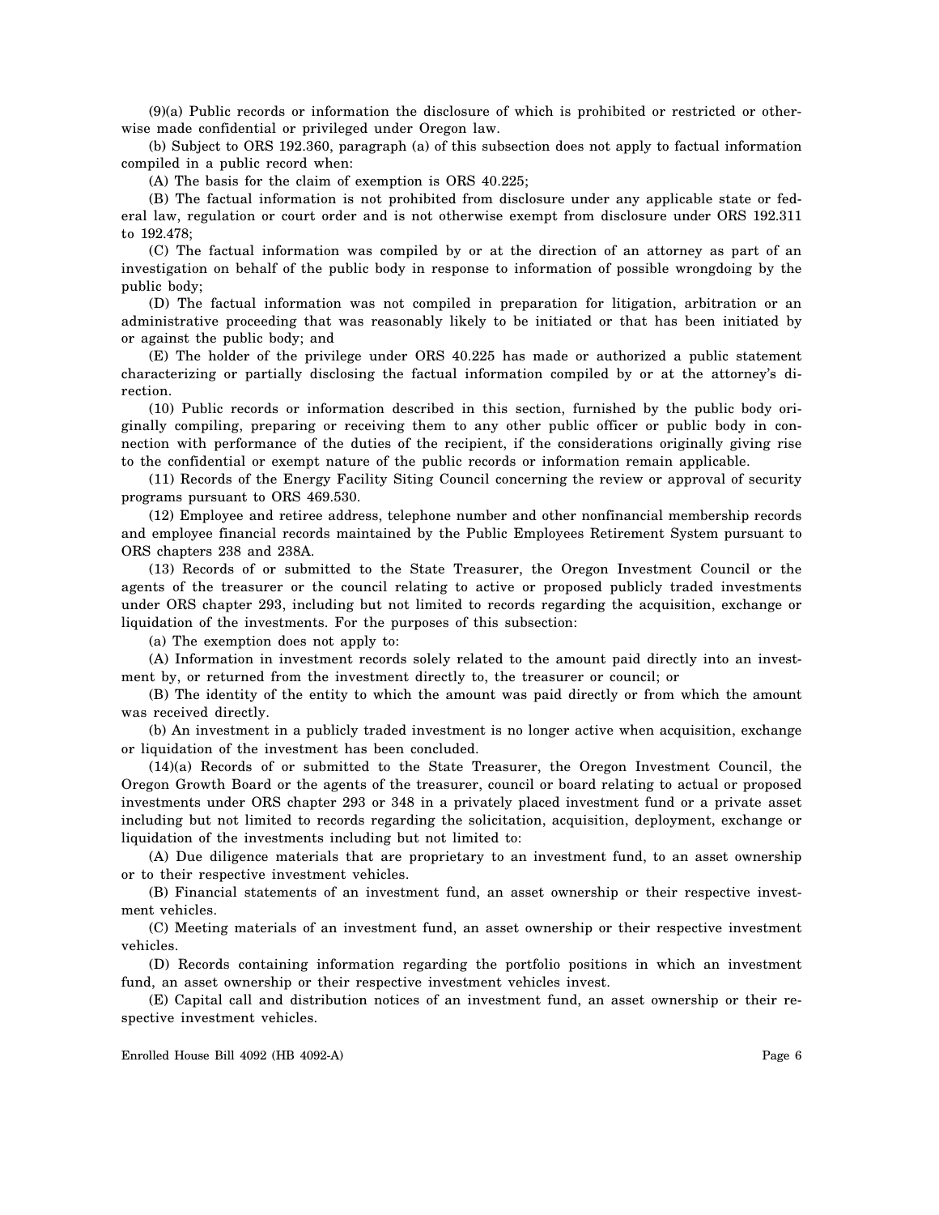(9)(a) Public records or information the disclosure of which is prohibited or restricted or otherwise made confidential or privileged under Oregon law.

(b) Subject to ORS 192.360, paragraph (a) of this subsection does not apply to factual information compiled in a public record when:

(A) The basis for the claim of exemption is ORS 40.225;

(B) The factual information is not prohibited from disclosure under any applicable state or federal law, regulation or court order and is not otherwise exempt from disclosure under ORS 192.311 to 192.478;

(C) The factual information was compiled by or at the direction of an attorney as part of an investigation on behalf of the public body in response to information of possible wrongdoing by the public body;

(D) The factual information was not compiled in preparation for litigation, arbitration or an administrative proceeding that was reasonably likely to be initiated or that has been initiated by or against the public body; and

(E) The holder of the privilege under ORS 40.225 has made or authorized a public statement characterizing or partially disclosing the factual information compiled by or at the attorney's direction.

(10) Public records or information described in this section, furnished by the public body originally compiling, preparing or receiving them to any other public officer or public body in connection with performance of the duties of the recipient, if the considerations originally giving rise to the confidential or exempt nature of the public records or information remain applicable.

(11) Records of the Energy Facility Siting Council concerning the review or approval of security programs pursuant to ORS 469.530.

(12) Employee and retiree address, telephone number and other nonfinancial membership records and employee financial records maintained by the Public Employees Retirement System pursuant to ORS chapters 238 and 238A.

(13) Records of or submitted to the State Treasurer, the Oregon Investment Council or the agents of the treasurer or the council relating to active or proposed publicly traded investments under ORS chapter 293, including but not limited to records regarding the acquisition, exchange or liquidation of the investments. For the purposes of this subsection:

(a) The exemption does not apply to:

(A) Information in investment records solely related to the amount paid directly into an investment by, or returned from the investment directly to, the treasurer or council; or

(B) The identity of the entity to which the amount was paid directly or from which the amount was received directly.

(b) An investment in a publicly traded investment is no longer active when acquisition, exchange or liquidation of the investment has been concluded.

(14)(a) Records of or submitted to the State Treasurer, the Oregon Investment Council, the Oregon Growth Board or the agents of the treasurer, council or board relating to actual or proposed investments under ORS chapter 293 or 348 in a privately placed investment fund or a private asset including but not limited to records regarding the solicitation, acquisition, deployment, exchange or liquidation of the investments including but not limited to:

(A) Due diligence materials that are proprietary to an investment fund, to an asset ownership or to their respective investment vehicles.

(B) Financial statements of an investment fund, an asset ownership or their respective investment vehicles.

(C) Meeting materials of an investment fund, an asset ownership or their respective investment vehicles.

(D) Records containing information regarding the portfolio positions in which an investment fund, an asset ownership or their respective investment vehicles invest.

(E) Capital call and distribution notices of an investment fund, an asset ownership or their respective investment vehicles.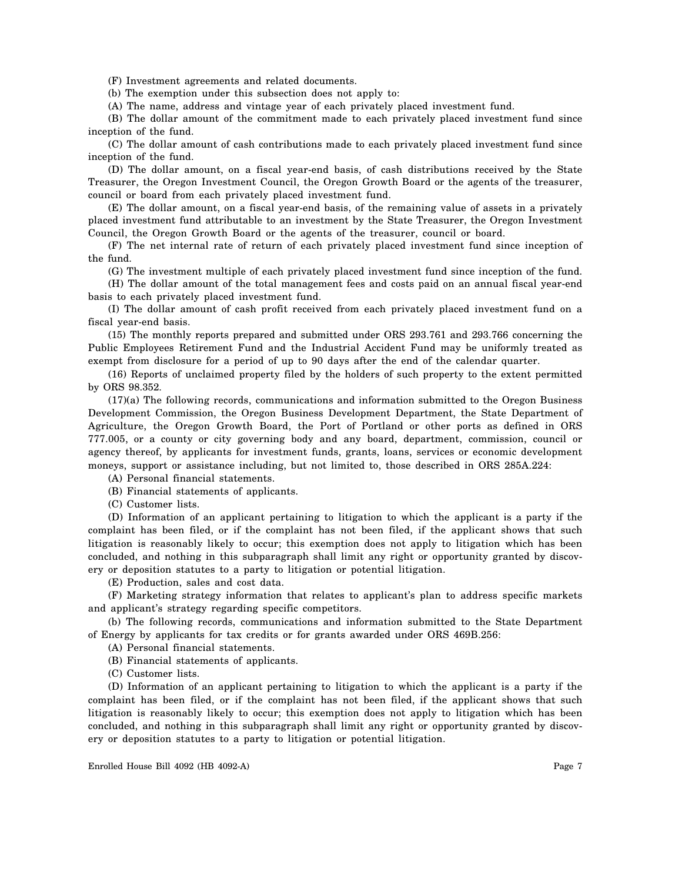(F) Investment agreements and related documents.

(b) The exemption under this subsection does not apply to:

(A) The name, address and vintage year of each privately placed investment fund.

(B) The dollar amount of the commitment made to each privately placed investment fund since inception of the fund.

(C) The dollar amount of cash contributions made to each privately placed investment fund since inception of the fund.

(D) The dollar amount, on a fiscal year-end basis, of cash distributions received by the State Treasurer, the Oregon Investment Council, the Oregon Growth Board or the agents of the treasurer, council or board from each privately placed investment fund.

(E) The dollar amount, on a fiscal year-end basis, of the remaining value of assets in a privately placed investment fund attributable to an investment by the State Treasurer, the Oregon Investment Council, the Oregon Growth Board or the agents of the treasurer, council or board.

(F) The net internal rate of return of each privately placed investment fund since inception of the fund.

(G) The investment multiple of each privately placed investment fund since inception of the fund.

(H) The dollar amount of the total management fees and costs paid on an annual fiscal year-end basis to each privately placed investment fund.

(I) The dollar amount of cash profit received from each privately placed investment fund on a fiscal year-end basis.

(15) The monthly reports prepared and submitted under ORS 293.761 and 293.766 concerning the Public Employees Retirement Fund and the Industrial Accident Fund may be uniformly treated as exempt from disclosure for a period of up to 90 days after the end of the calendar quarter.

(16) Reports of unclaimed property filed by the holders of such property to the extent permitted by ORS 98.352.

(17)(a) The following records, communications and information submitted to the Oregon Business Development Commission, the Oregon Business Development Department, the State Department of Agriculture, the Oregon Growth Board, the Port of Portland or other ports as defined in ORS 777.005, or a county or city governing body and any board, department, commission, council or agency thereof, by applicants for investment funds, grants, loans, services or economic development moneys, support or assistance including, but not limited to, those described in ORS 285A.224:

(A) Personal financial statements.

(B) Financial statements of applicants.

(C) Customer lists.

(D) Information of an applicant pertaining to litigation to which the applicant is a party if the complaint has been filed, or if the complaint has not been filed, if the applicant shows that such litigation is reasonably likely to occur; this exemption does not apply to litigation which has been concluded, and nothing in this subparagraph shall limit any right or opportunity granted by discovery or deposition statutes to a party to litigation or potential litigation.

(E) Production, sales and cost data.

(F) Marketing strategy information that relates to applicant's plan to address specific markets and applicant's strategy regarding specific competitors.

(b) The following records, communications and information submitted to the State Department of Energy by applicants for tax credits or for grants awarded under ORS 469B.256:

(A) Personal financial statements.

(B) Financial statements of applicants.

(C) Customer lists.

(D) Information of an applicant pertaining to litigation to which the applicant is a party if the complaint has been filed, or if the complaint has not been filed, if the applicant shows that such litigation is reasonably likely to occur; this exemption does not apply to litigation which has been concluded, and nothing in this subparagraph shall limit any right or opportunity granted by discovery or deposition statutes to a party to litigation or potential litigation.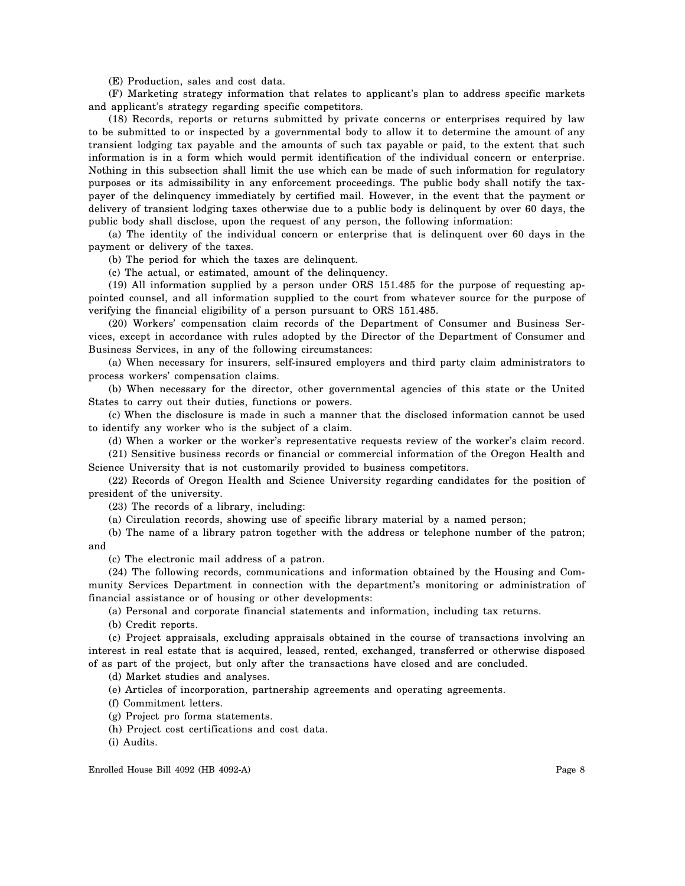(E) Production, sales and cost data.

(F) Marketing strategy information that relates to applicant's plan to address specific markets and applicant's strategy regarding specific competitors.

(18) Records, reports or returns submitted by private concerns or enterprises required by law to be submitted to or inspected by a governmental body to allow it to determine the amount of any transient lodging tax payable and the amounts of such tax payable or paid, to the extent that such information is in a form which would permit identification of the individual concern or enterprise. Nothing in this subsection shall limit the use which can be made of such information for regulatory purposes or its admissibility in any enforcement proceedings. The public body shall notify the taxpayer of the delinquency immediately by certified mail. However, in the event that the payment or delivery of transient lodging taxes otherwise due to a public body is delinquent by over 60 days, the public body shall disclose, upon the request of any person, the following information:

(a) The identity of the individual concern or enterprise that is delinquent over 60 days in the payment or delivery of the taxes.

(b) The period for which the taxes are delinquent.

(c) The actual, or estimated, amount of the delinquency.

(19) All information supplied by a person under ORS 151.485 for the purpose of requesting appointed counsel, and all information supplied to the court from whatever source for the purpose of verifying the financial eligibility of a person pursuant to ORS 151.485.

(20) Workers' compensation claim records of the Department of Consumer and Business Services, except in accordance with rules adopted by the Director of the Department of Consumer and Business Services, in any of the following circumstances:

(a) When necessary for insurers, self-insured employers and third party claim administrators to process workers' compensation claims.

(b) When necessary for the director, other governmental agencies of this state or the United States to carry out their duties, functions or powers.

(c) When the disclosure is made in such a manner that the disclosed information cannot be used to identify any worker who is the subject of a claim.

(d) When a worker or the worker's representative requests review of the worker's claim record.

(21) Sensitive business records or financial or commercial information of the Oregon Health and Science University that is not customarily provided to business competitors.

(22) Records of Oregon Health and Science University regarding candidates for the position of president of the university.

(23) The records of a library, including:

(a) Circulation records, showing use of specific library material by a named person;

(b) The name of a library patron together with the address or telephone number of the patron; and

(c) The electronic mail address of a patron.

(24) The following records, communications and information obtained by the Housing and Community Services Department in connection with the department's monitoring or administration of financial assistance or of housing or other developments:

(a) Personal and corporate financial statements and information, including tax returns.

(b) Credit reports.

(c) Project appraisals, excluding appraisals obtained in the course of transactions involving an interest in real estate that is acquired, leased, rented, exchanged, transferred or otherwise disposed of as part of the project, but only after the transactions have closed and are concluded.

(d) Market studies and analyses.

(e) Articles of incorporation, partnership agreements and operating agreements.

(f) Commitment letters.

(g) Project pro forma statements.

(h) Project cost certifications and cost data.

(i) Audits.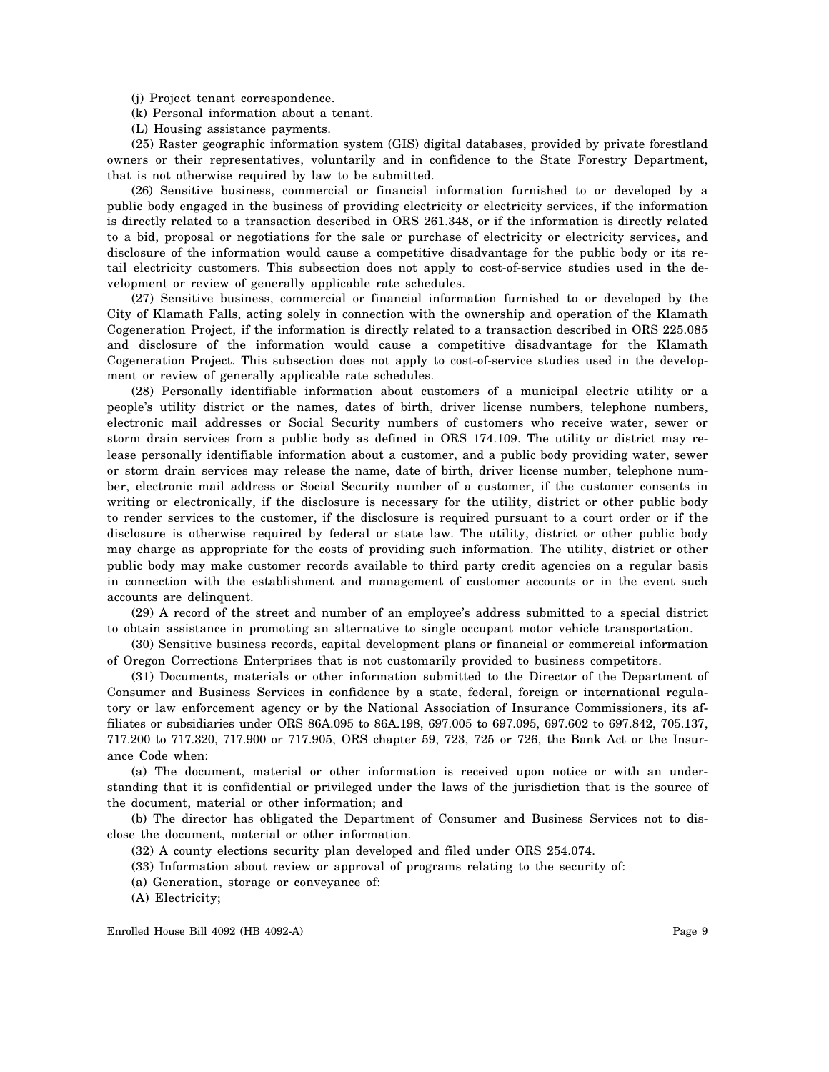(j) Project tenant correspondence.

(k) Personal information about a tenant.

(L) Housing assistance payments.

(25) Raster geographic information system (GIS) digital databases, provided by private forestland owners or their representatives, voluntarily and in confidence to the State Forestry Department, that is not otherwise required by law to be submitted.

(26) Sensitive business, commercial or financial information furnished to or developed by a public body engaged in the business of providing electricity or electricity services, if the information is directly related to a transaction described in ORS 261.348, or if the information is directly related to a bid, proposal or negotiations for the sale or purchase of electricity or electricity services, and disclosure of the information would cause a competitive disadvantage for the public body or its retail electricity customers. This subsection does not apply to cost-of-service studies used in the development or review of generally applicable rate schedules.

(27) Sensitive business, commercial or financial information furnished to or developed by the City of Klamath Falls, acting solely in connection with the ownership and operation of the Klamath Cogeneration Project, if the information is directly related to a transaction described in ORS 225.085 and disclosure of the information would cause a competitive disadvantage for the Klamath Cogeneration Project. This subsection does not apply to cost-of-service studies used in the development or review of generally applicable rate schedules.

(28) Personally identifiable information about customers of a municipal electric utility or a people's utility district or the names, dates of birth, driver license numbers, telephone numbers, electronic mail addresses or Social Security numbers of customers who receive water, sewer or storm drain services from a public body as defined in ORS 174.109. The utility or district may release personally identifiable information about a customer, and a public body providing water, sewer or storm drain services may release the name, date of birth, driver license number, telephone number, electronic mail address or Social Security number of a customer, if the customer consents in writing or electronically, if the disclosure is necessary for the utility, district or other public body to render services to the customer, if the disclosure is required pursuant to a court order or if the disclosure is otherwise required by federal or state law. The utility, district or other public body may charge as appropriate for the costs of providing such information. The utility, district or other public body may make customer records available to third party credit agencies on a regular basis in connection with the establishment and management of customer accounts or in the event such accounts are delinquent.

(29) A record of the street and number of an employee's address submitted to a special district to obtain assistance in promoting an alternative to single occupant motor vehicle transportation.

(30) Sensitive business records, capital development plans or financial or commercial information of Oregon Corrections Enterprises that is not customarily provided to business competitors.

(31) Documents, materials or other information submitted to the Director of the Department of Consumer and Business Services in confidence by a state, federal, foreign or international regulatory or law enforcement agency or by the National Association of Insurance Commissioners, its affiliates or subsidiaries under ORS 86A.095 to 86A.198, 697.005 to 697.095, 697.602 to 697.842, 705.137, 717.200 to 717.320, 717.900 or 717.905, ORS chapter 59, 723, 725 or 726, the Bank Act or the Insurance Code when:

(a) The document, material or other information is received upon notice or with an understanding that it is confidential or privileged under the laws of the jurisdiction that is the source of the document, material or other information; and

(b) The director has obligated the Department of Consumer and Business Services not to disclose the document, material or other information.

(32) A county elections security plan developed and filed under ORS 254.074.

(33) Information about review or approval of programs relating to the security of:

(a) Generation, storage or conveyance of:

(A) Electricity;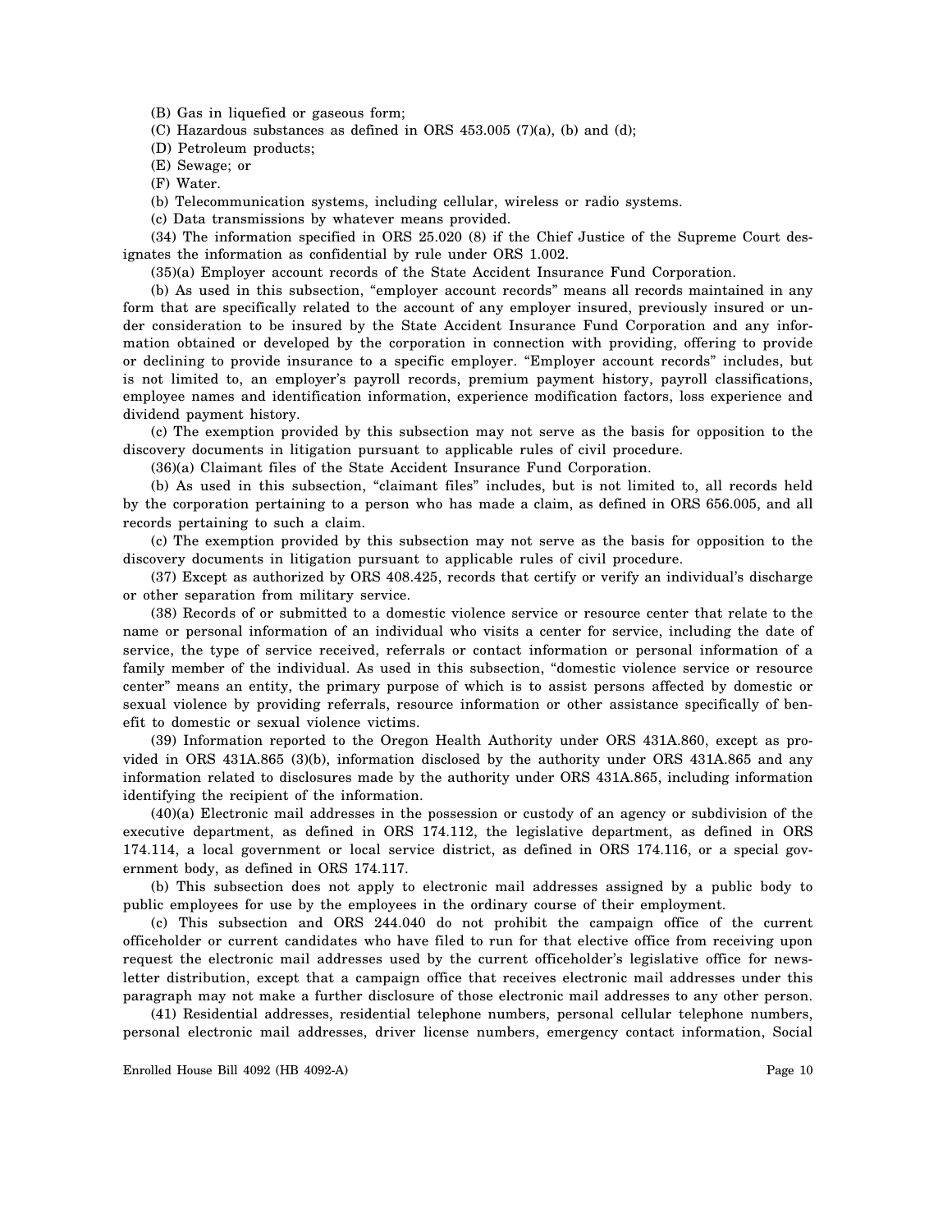(B) Gas in liquefied or gaseous form;

(C) Hazardous substances as defined in ORS 453.005 (7)(a), (b) and (d);

(D) Petroleum products;

(E) Sewage; or

(F) Water.

(b) Telecommunication systems, including cellular, wireless or radio systems.

(c) Data transmissions by whatever means provided.

(34) The information specified in ORS 25.020 (8) if the Chief Justice of the Supreme Court designates the information as confidential by rule under ORS 1.002.

(35)(a) Employer account records of the State Accident Insurance Fund Corporation.

(b) As used in this subsection, "employer account records" means all records maintained in any form that are specifically related to the account of any employer insured, previously insured or under consideration to be insured by the State Accident Insurance Fund Corporation and any information obtained or developed by the corporation in connection with providing, offering to provide or declining to provide insurance to a specific employer. "Employer account records" includes, but is not limited to, an employer's payroll records, premium payment history, payroll classifications, employee names and identification information, experience modification factors, loss experience and dividend payment history.

(c) The exemption provided by this subsection may not serve as the basis for opposition to the discovery documents in litigation pursuant to applicable rules of civil procedure.

(36)(a) Claimant files of the State Accident Insurance Fund Corporation.

(b) As used in this subsection, "claimant files" includes, but is not limited to, all records held by the corporation pertaining to a person who has made a claim, as defined in ORS 656.005, and all records pertaining to such a claim.

(c) The exemption provided by this subsection may not serve as the basis for opposition to the discovery documents in litigation pursuant to applicable rules of civil procedure.

(37) Except as authorized by ORS 408.425, records that certify or verify an individual's discharge or other separation from military service.

(38) Records of or submitted to a domestic violence service or resource center that relate to the name or personal information of an individual who visits a center for service, including the date of service, the type of service received, referrals or contact information or personal information of a family member of the individual. As used in this subsection, "domestic violence service or resource center" means an entity, the primary purpose of which is to assist persons affected by domestic or sexual violence by providing referrals, resource information or other assistance specifically of benefit to domestic or sexual violence victims.

(39) Information reported to the Oregon Health Authority under ORS 431A.860, except as provided in ORS 431A.865 (3)(b), information disclosed by the authority under ORS 431A.865 and any information related to disclosures made by the authority under ORS 431A.865, including information identifying the recipient of the information.

(40)(a) Electronic mail addresses in the possession or custody of an agency or subdivision of the executive department, as defined in ORS 174.112, the legislative department, as defined in ORS 174.114, a local government or local service district, as defined in ORS 174.116, or a special government body, as defined in ORS 174.117.

(b) This subsection does not apply to electronic mail addresses assigned by a public body to public employees for use by the employees in the ordinary course of their employment.

(c) This subsection and ORS 244.040 do not prohibit the campaign office of the current officeholder or current candidates who have filed to run for that elective office from receiving upon request the electronic mail addresses used by the current officeholder's legislative office for newsletter distribution, except that a campaign office that receives electronic mail addresses under this paragraph may not make a further disclosure of those electronic mail addresses to any other person.

(41) Residential addresses, residential telephone numbers, personal cellular telephone numbers, personal electronic mail addresses, driver license numbers, emergency contact information, Social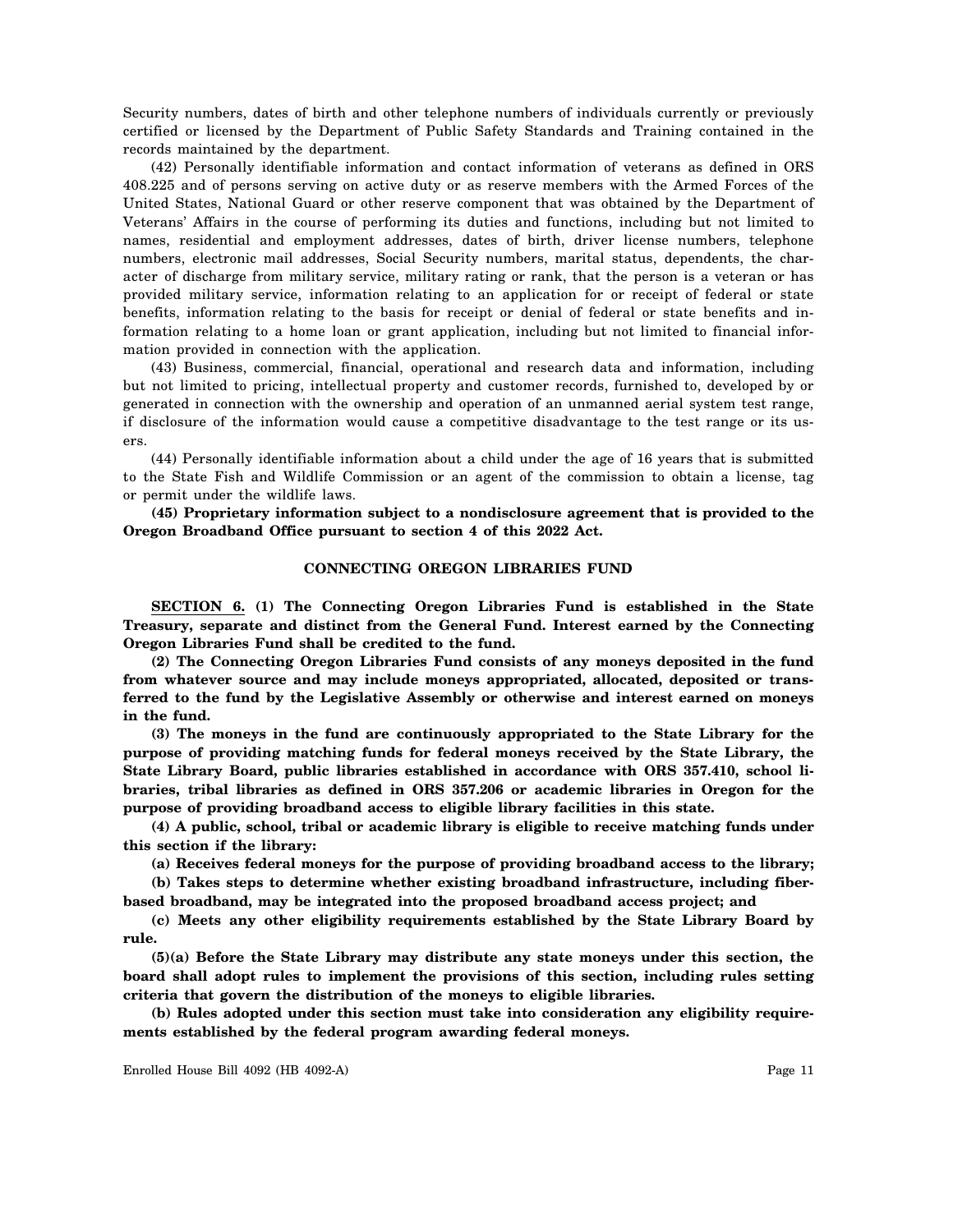Security numbers, dates of birth and other telephone numbers of individuals currently or previously certified or licensed by the Department of Public Safety Standards and Training contained in the records maintained by the department.

(42) Personally identifiable information and contact information of veterans as defined in ORS 408.225 and of persons serving on active duty or as reserve members with the Armed Forces of the United States, National Guard or other reserve component that was obtained by the Department of Veterans' Affairs in the course of performing its duties and functions, including but not limited to names, residential and employment addresses, dates of birth, driver license numbers, telephone numbers, electronic mail addresses, Social Security numbers, marital status, dependents, the character of discharge from military service, military rating or rank, that the person is a veteran or has provided military service, information relating to an application for or receipt of federal or state benefits, information relating to the basis for receipt or denial of federal or state benefits and information relating to a home loan or grant application, including but not limited to financial information provided in connection with the application.

(43) Business, commercial, financial, operational and research data and information, including but not limited to pricing, intellectual property and customer records, furnished to, developed by or generated in connection with the ownership and operation of an unmanned aerial system test range, if disclosure of the information would cause a competitive disadvantage to the test range or its users.

(44) Personally identifiable information about a child under the age of 16 years that is submitted to the State Fish and Wildlife Commission or an agent of the commission to obtain a license, tag or permit under the wildlife laws.

**(45) Proprietary information subject to a nondisclosure agreement that is provided to the Oregon Broadband Office pursuant to section 4 of this 2022 Act.**

## CONNECTING OREGON LIBRARIES FUND

**SECTION 6. (1) The Connecting Oregon Libraries Fund is established in the State Treasury, separate and distinct from the General Fund. Interest earned by the Connecting Oregon Libraries Fund shall be credited to the fund.**

**(2) The Connecting Oregon Libraries Fund consists of any moneys deposited in the fund from whatever source and may include moneys appropriated, allocated, deposited or transferred to the fund by the Legislative Assembly or otherwise and interest earned on moneys in the fund.**

**(3) The moneys in the fund are continuously appropriated to the State Library for the purpose of providing matching funds for federal moneys received by the State Library, the State Library Board, public libraries established in accordance with ORS 357.410, school libraries, tribal libraries as defined in ORS 357.206 or academic libraries in Oregon for the purpose of providing broadband access to eligible library facilities in this state.**

**(4) A public, school, tribal or academic library is eligible to receive matching funds under this section if the library:**

**(a) Receives federal moneys for the purpose of providing broadband access to the library;**

**(b) Takes steps to determine whether existing broadband infrastructure, including fiber-based broadband, may be integrated into the proposed broadband access project; and**

**(c) Meets any other eligibility requirements established by the State Library Board by rule.**

**(5)(a) Before the State Library may distribute any state moneys under this section, the board shall adopt rules to implement the provisions of this section, including rules setting criteria that govern the distribution of the moneys to eligible libraries.**

**(b) Rules adopted under this section must take into consideration any eligibility requirements established by the federal program awarding federal moneys.**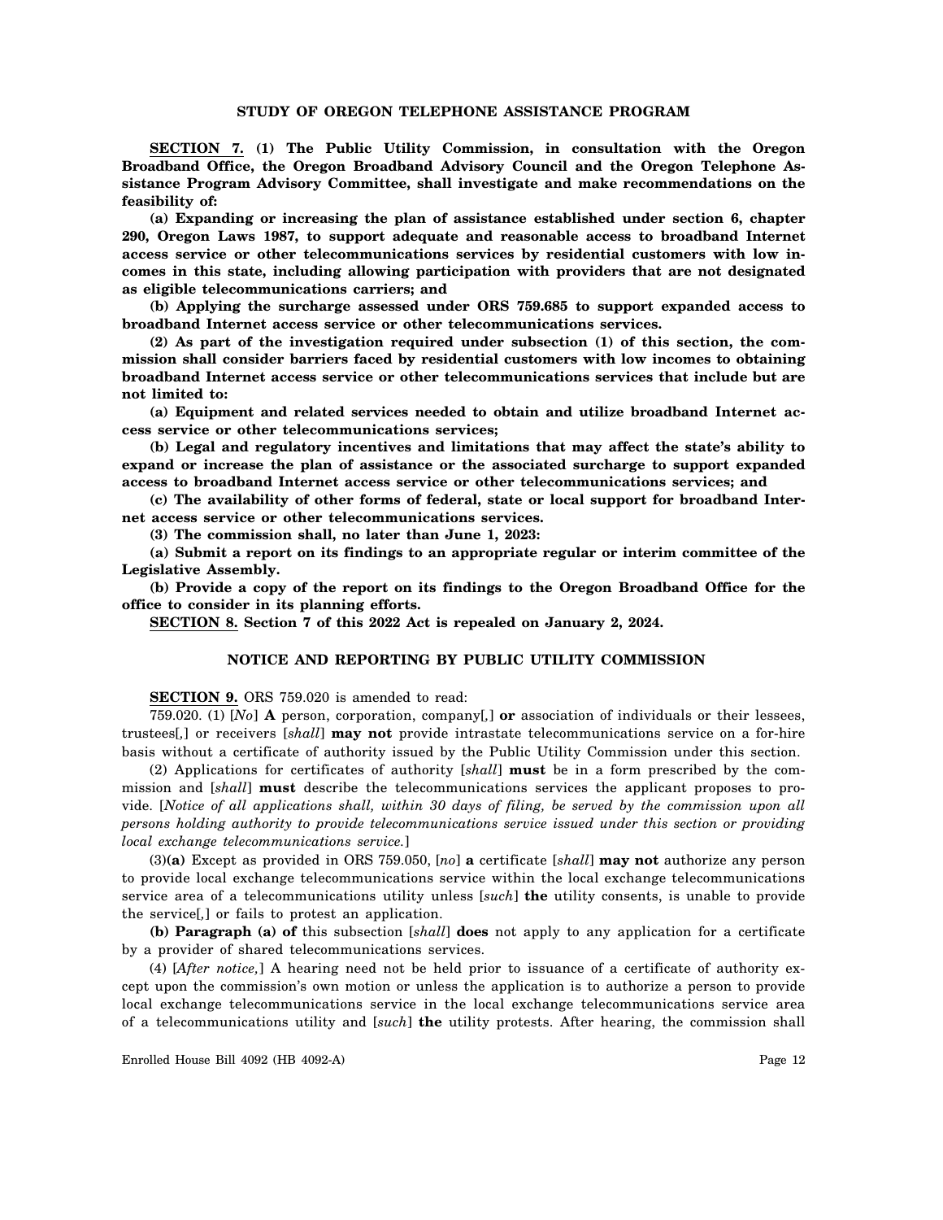### STUDY OF OREGON TELEPHONE ASSISTANCE PROGRAM

**SECTION 7. (1) The Public Utility Commission, in consultation with the Oregon Broadband Office, the Oregon Broadband Advisory Council and the Oregon Telephone Assistance Program Advisory Committee, shall investigate and make recommendations on the feasibility of:**

**(a) Expanding or increasing the plan of assistance established under section 6, chapter 290, Oregon Laws 1987, to support adequate and reasonable access to broadband Internet access service or other telecommunications services by residential customers with low incomes in this state, including allowing participation with providers that are not designated as eligible telecommunications carriers; and**

**(b) Applying the surcharge assessed under ORS 759.685 to support expanded access to broadband Internet access service or other telecommunications services.**

**(2) As part of the investigation required under subsection (1) of this section, the commission shall consider barriers faced by residential customers with low incomes to obtaining broadband Internet access service or other telecommunications services that include but are not limited to:**

**(a) Equipment and related services needed to obtain and utilize broadband Internet access service or other telecommunications services;**

**(b) Legal and regulatory incentives and limitations that may affect the state's ability to expand or increase the plan of assistance or the associated surcharge to support expanded access to broadband Internet access service or other telecommunications services; and**

**(c) The availability of other forms of federal, state or local support for broadband Internet access service or other telecommunications services.**

**(3) The commission shall, no later than June 1, 2023:**

**(a) Submit a report on its findings to an appropriate regular or interim committee of the Legislative Assembly.**

**(b) Provide a copy of the report on its findings to the Oregon Broadband Office for the office to consider in its planning efforts.**

**SECTION 8. Section 7 of this 2022 Act is repealed on January 2, 2024.**

### NOTICE AND REPORTING BY PUBLIC UTILITY COMMISSION

**SECTION 9.** ORS 759.020 is amended to read:

759.020. (1) [*No*] **A** person, corporation, company[*,*] **or** association of individuals or their lessees, trustees[*,*] or receivers [*shall*] **may not** provide intrastate telecommunications service on a for-hire basis without a certificate of authority issued by the Public Utility Commission under this section.

(2) Applications for certificates of authority [*shall*] **must** be in a form prescribed by the commission and [*shall*] **must** describe the telecommunications services the applicant proposes to provide. [*Notice of all applications shall, within 30 days of filing, be served by the commission upon all persons holding authority to provide telecommunications service issued under this section or providing local exchange telecommunications service.*]

(3)**(a)** Except as provided in ORS 759.050, [*no*] **a** certificate [*shall*] **may not** authorize any person to provide local exchange telecommunications service within the local exchange telecommunications service area of a telecommunications utility unless [*such*] **the** utility consents, is unable to provide the service[*,*] or fails to protest an application.

**(b) Paragraph (a) of** this subsection [*shall*] **does** not apply to any application for a certificate by a provider of shared telecommunications services.

(4) [*After notice,*] A hearing need not be held prior to issuance of a certificate of authority except upon the commission's own motion or unless the application is to authorize a person to provide local exchange telecommunications service in the local exchange telecommunications service area of a telecommunications utility and [*such*] **the** utility protests. After hearing, the commission shall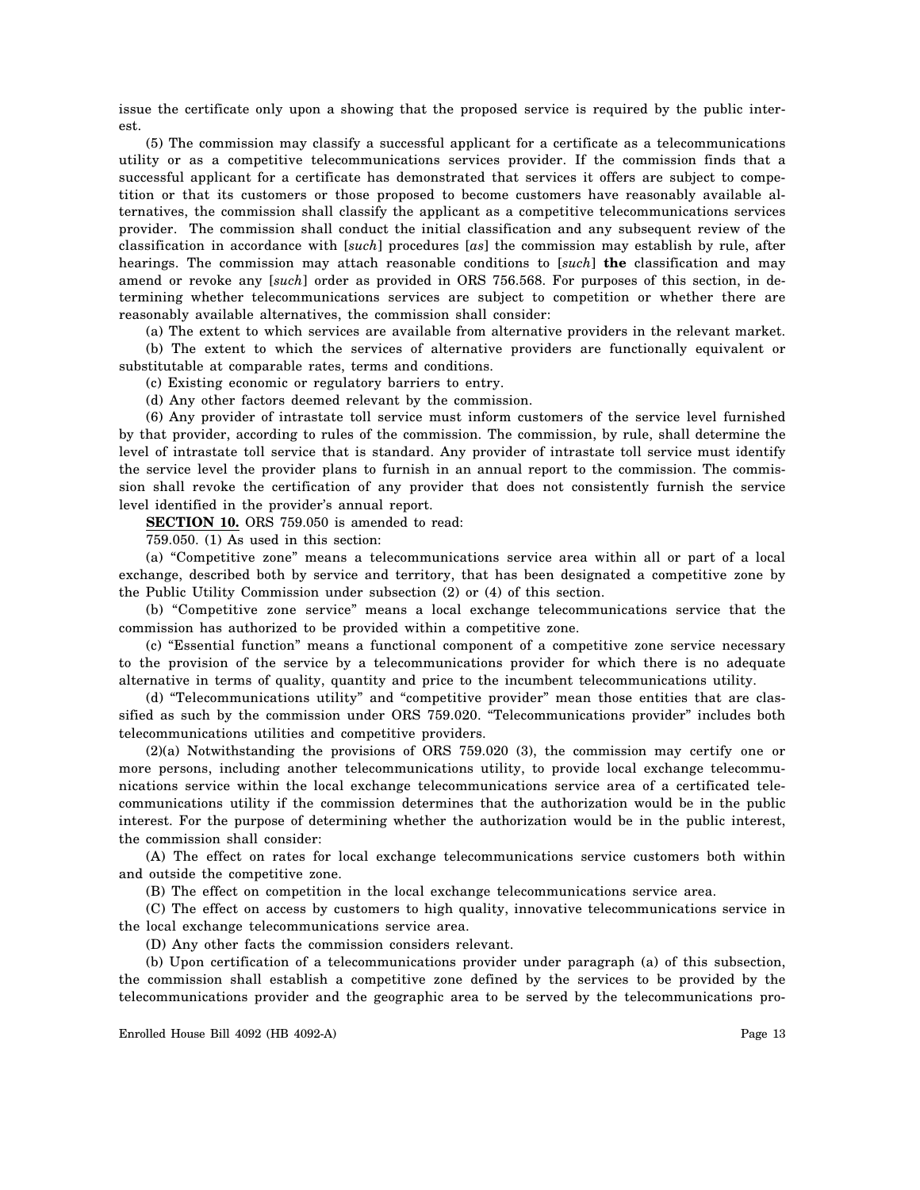issue the certificate only upon a showing that the proposed service is required by the public interest.

(5) The commission may classify a successful applicant for a certificate as a telecommunications utility or as a competitive telecommunications services provider. If the commission finds that a successful applicant for a certificate has demonstrated that services it offers are subject to competition or that its customers or those proposed to become customers have reasonably available alternatives, the commission shall classify the applicant as a competitive telecommunications services provider. The commission shall conduct the initial classification and any subsequent review of the classification in accordance with [*such*] procedures [*as*] the commission may establish by rule, after hearings. The commission may attach reasonable conditions to [*such*] **the** classification and may amend or revoke any [*such*] order as provided in ORS 756.568. For purposes of this section, in determining whether telecommunications services are subject to competition or whether there are reasonably available alternatives, the commission shall consider:

(a) The extent to which services are available from alternative providers in the relevant market.

(b) The extent to which the services of alternative providers are functionally equivalent or substitutable at comparable rates, terms and conditions.

(c) Existing economic or regulatory barriers to entry.

(d) Any other factors deemed relevant by the commission.

(6) Any provider of intrastate toll service must inform customers of the service level furnished by that provider, according to rules of the commission. The commission, by rule, shall determine the level of intrastate toll service that is standard. Any provider of intrastate toll service must identify the service level the provider plans to furnish in an annual report to the commission. The commission shall revoke the certification of any provider that does not consistently furnish the service level identified in the provider's annual report.

**SECTION 10.** ORS 759.050 is amended to read:

759.050. (1) As used in this section:

(a) "Competitive zone" means a telecommunications service area within all or part of a local exchange, described both by service and territory, that has been designated a competitive zone by the Public Utility Commission under subsection (2) or (4) of this section.

(b) "Competitive zone service" means a local exchange telecommunications service that the commission has authorized to be provided within a competitive zone.

(c) "Essential function" means a functional component of a competitive zone service necessary to the provision of the service by a telecommunications provider for which there is no adequate alternative in terms of quality, quantity and price to the incumbent telecommunications utility.

(d) "Telecommunications utility" and "competitive provider" mean those entities that are classified as such by the commission under ORS 759.020. "Telecommunications provider" includes both telecommunications utilities and competitive providers.

(2)(a) Notwithstanding the provisions of ORS 759.020 (3), the commission may certify one or more persons, including another telecommunications utility, to provide local exchange telecommunications service within the local exchange telecommunications service area of a certificated telecommunications utility if the commission determines that the authorization would be in the public interest. For the purpose of determining whether the authorization would be in the public interest, the commission shall consider:

(A) The effect on rates for local exchange telecommunications service customers both within and outside the competitive zone.

(B) The effect on competition in the local exchange telecommunications service area.

(C) The effect on access by customers to high quality, innovative telecommunications service in the local exchange telecommunications service area.

(D) Any other facts the commission considers relevant.

(b) Upon certification of a telecommunications provider under paragraph (a) of this subsection, the commission shall establish a competitive zone defined by the services to be provided by the telecommunications provider and the geographic area to be served by the telecommunications pro-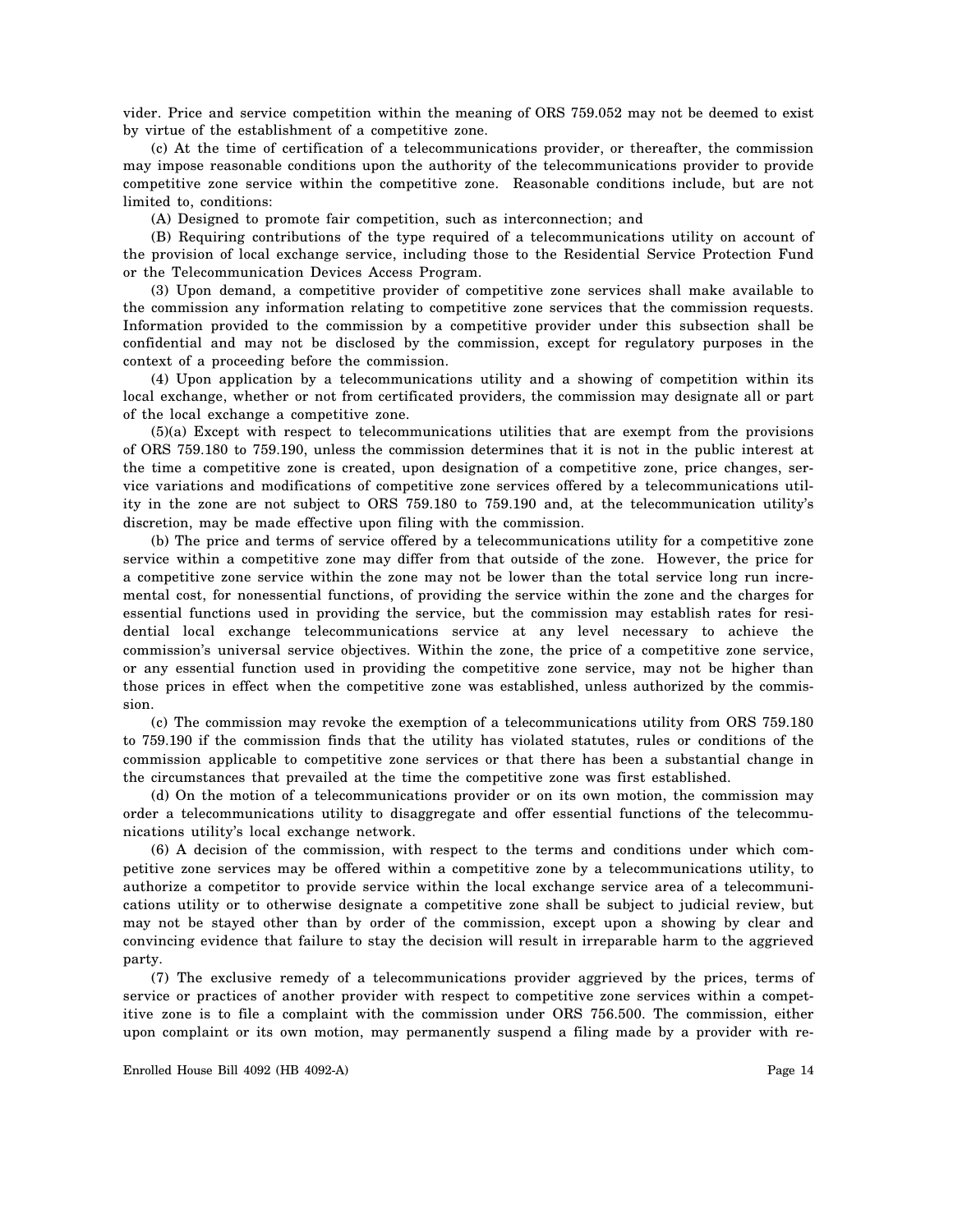vider. Price and service competition within the meaning of ORS 759.052 may not be deemed to exist by virtue of the establishment of a competitive zone.

(c) At the time of certification of a telecommunications provider, or thereafter, the commission may impose reasonable conditions upon the authority of the telecommunications provider to provide competitive zone service within the competitive zone. Reasonable conditions include, but are not limited to, conditions:

(A) Designed to promote fair competition, such as interconnection; and

(B) Requiring contributions of the type required of a telecommunications utility on account of the provision of local exchange service, including those to the Residential Service Protection Fund or the Telecommunication Devices Access Program.

(3) Upon demand, a competitive provider of competitive zone services shall make available to the commission any information relating to competitive zone services that the commission requests. Information provided to the commission by a competitive provider under this subsection shall be confidential and may not be disclosed by the commission, except for regulatory purposes in the context of a proceeding before the commission.

(4) Upon application by a telecommunications utility and a showing of competition within its local exchange, whether or not from certificated providers, the commission may designate all or part of the local exchange a competitive zone.

(5)(a) Except with respect to telecommunications utilities that are exempt from the provisions of ORS 759.180 to 759.190, unless the commission determines that it is not in the public interest at the time a competitive zone is created, upon designation of a competitive zone, price changes, service variations and modifications of competitive zone services offered by a telecommunications utility in the zone are not subject to ORS 759.180 to 759.190 and, at the telecommunication utility's discretion, may be made effective upon filing with the commission.

(b) The price and terms of service offered by a telecommunications utility for a competitive zone service within a competitive zone may differ from that outside of the zone. However, the price for a competitive zone service within the zone may not be lower than the total service long run incremental cost, for nonessential functions, of providing the service within the zone and the charges for essential functions used in providing the service, but the commission may establish rates for residential local exchange telecommunications service at any level necessary to achieve the commission's universal service objectives. Within the zone, the price of a competitive zone service, or any essential function used in providing the competitive zone service, may not be higher than those prices in effect when the competitive zone was established, unless authorized by the commission.

(c) The commission may revoke the exemption of a telecommunications utility from ORS 759.180 to 759.190 if the commission finds that the utility has violated statutes, rules or conditions of the commission applicable to competitive zone services or that there has been a substantial change in the circumstances that prevailed at the time the competitive zone was first established.

(d) On the motion of a telecommunications provider or on its own motion, the commission may order a telecommunications utility to disaggregate and offer essential functions of the telecommunications utility's local exchange network.

(6) A decision of the commission, with respect to the terms and conditions under which competitive zone services may be offered within a competitive zone by a telecommunications utility, to authorize a competitor to provide service within the local exchange service area of a telecommunications utility or to otherwise designate a competitive zone shall be subject to judicial review, but may not be stayed other than by order of the commission, except upon a showing by clear and convincing evidence that failure to stay the decision will result in irreparable harm to the aggrieved party.

(7) The exclusive remedy of a telecommunications provider aggrieved by the prices, terms of service or practices of another provider with respect to competitive zone services within a competitive zone is to file a complaint with the commission under ORS 756.500. The commission, either upon complaint or its own motion, may permanently suspend a filing made by a provider with re-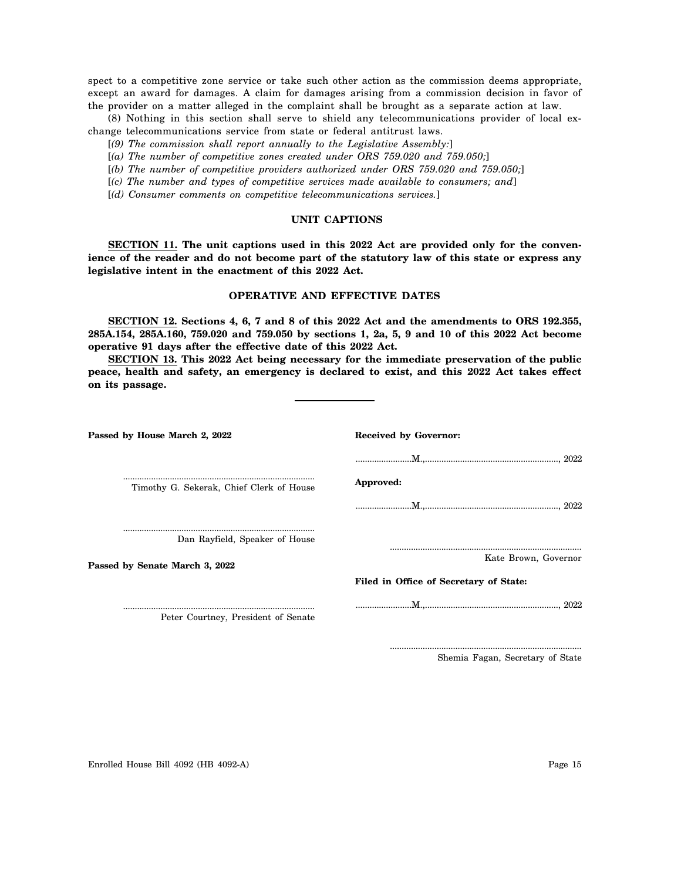spect to a competitive zone service or take such other action as the commission deems appropriate, except an award for damages. A claim for damages arising from a commission decision in favor of the provider on a matter alleged in the complaint shall be brought as a separate action at law.

(8) Nothing in this section shall serve to shield any telecommunications provider of local exchange telecommunications service from state or federal antitrust laws.

[*(9) The commission shall report annually to the Legislative Assembly:*]

[*(a) The number of competitive zones created under ORS 759.020 and 759.050;*]

[*(b) The number of competitive providers authorized under ORS 759.020 and 759.050;*]

[*(c) The number and types of competitive services made available to consumers; and*]

[*(d) Consumer comments on competitive telecommunications services.*]

## UNIT CAPTIONS

**SECTION 11. The unit captions used in this 2022 Act are provided only for the convenience of the reader and do not become part of the statutory law of this state or express any legislative intent in the enactment of this 2022 Act.**

## OPERATIVE AND EFFECTIVE DATES

**SECTION 12. Sections 4, 6, 7 and 8 of this 2022 Act and the amendments to ORS 192.355, 285A.154, 285A.160, 759.020 and 759.050 by sections 1, 2a, 5, 9 and 10 of this 2022 Act become operative 91 days after the effective date of this 2022 Act.**

**SECTION 13. This 2022 Act being necessary for the immediate preservation of the public peace, health and safety, an emergency is declared to exist, and this 2022 Act takes effect on its passage.**

---

**Passed by House March 2, 2022**

..................................................................................
Timothy G. Sekerak, Chief Clerk of House

..................................................................................
Dan Rayfield, Speaker of House

**Passed by Senate March 3, 2022**

..................................................................................
Peter Courtney, President of Senate

**Received by Governor:**

........................M.,.........................................................., 2022

**Approved:**

........................M.,.........................................................., 2022

..................................................................................
Kate Brown, Governor

**Filed in Office of Secretary of State:**

........................M.,.........................................................., 2022

..................................................................................
Shemia Fagan, Secretary of State

Enrolled House Bill 4092 (HB 4092-A)